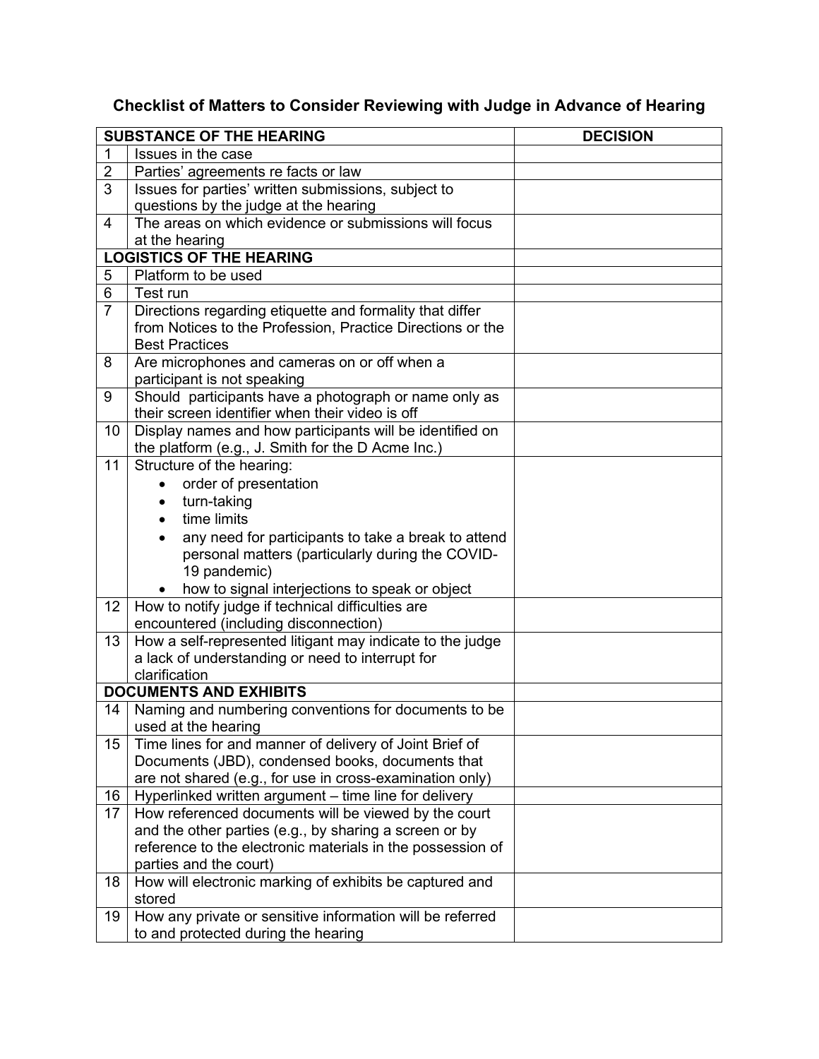# Checklist of Matters to Consider Reviewing with Judge in Advance of Hearing

| SUBSTANCE OF THE HEARING | | DECISION |
|---|---|---|
| 1 | Issues in the case | |
| 2 | Parties' agreements re facts or law | |
| 3 | Issues for parties' written submissions, subject to questions by the judge at the hearing | |
| 4 | The areas on which evidence or submissions will focus at the hearing | |
| **LOGISTICS OF THE HEARING** | | |
| 5 | Platform to be used | |
| 6 | Test run | |
| 7 | Directions regarding etiquette and formality that differ from Notices to the Profession, Practice Directions or the Best Practices | |
| 8 | Are microphones and cameras on or off when a participant is not speaking | |
| 9 | Should participants have a photograph or name only as their screen identifier when their video is off | |
| 10 | Display names and how participants will be identified on the platform (e.g., J. Smith for the D Acme Inc.) | |
| 11 | Structure of the hearing:<br>• order of presentation<br>• turn-taking<br>• time limits<br>• any need for participants to take a break to attend personal matters (particularly during the COVID-19 pandemic)<br>• how to signal interjections to speak or object | |
| 12 | How to notify judge if technical difficulties are encountered (including disconnection) | |
| 13 | How a self-represented litigant may indicate to the judge a lack of understanding or need to interrupt for clarification | |
| **DOCUMENTS AND EXHIBITS** | | |
| 14 | Naming and numbering conventions for documents to be used at the hearing | |
| 15 | Time lines for and manner of delivery of Joint Brief of Documents (JBD), condensed books, documents that are not shared (e.g., for use in cross-examination only) | |
| 16 | Hyperlinked written argument – time line for delivery | |
| 17 | How referenced documents will be viewed by the court and the other parties (e.g., by sharing a screen or by reference to the electronic materials in the possession of parties and the court) | |
| 18 | How will electronic marking of exhibits be captured and stored | |
| 19 | How any private or sensitive information will be referred to and protected during the hearing | |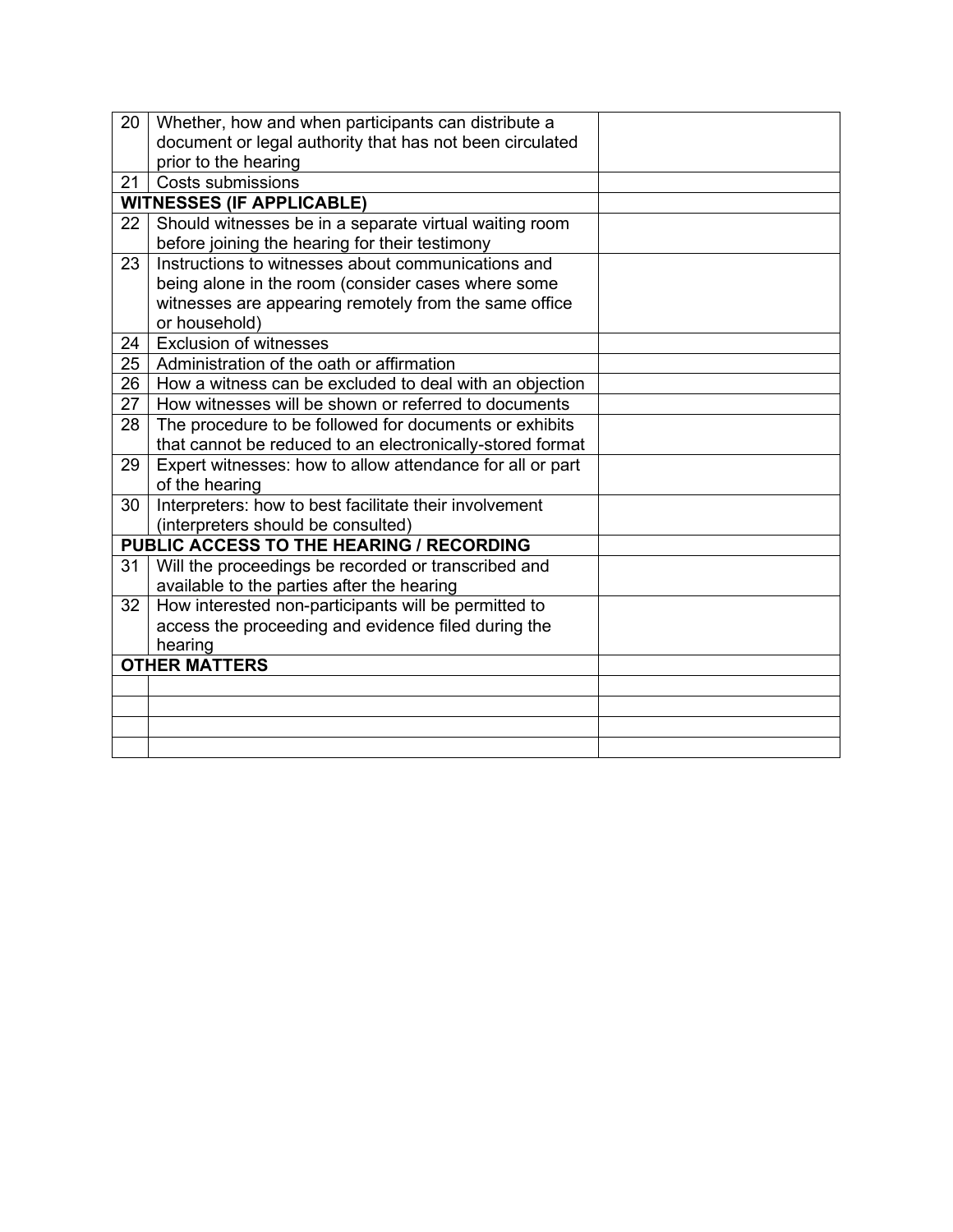| | | |
|---|---|---|
| 20 | Whether, how and when participants can distribute a document or legal authority that has not been circulated prior to the hearing | |
| 21 | Costs submissions | |
| **WITNESSES (IF APPLICABLE)** | | |
| 22 | Should witnesses be in a separate virtual waiting room before joining the hearing for their testimony | |
| 23 | Instructions to witnesses about communications and being alone in the room (consider cases where some witnesses are appearing remotely from the same office or household) | |
| 24 | Exclusion of witnesses | |
| 25 | Administration of the oath or affirmation | |
| 26 | How a witness can be excluded to deal with an objection | |
| 27 | How witnesses will be shown or referred to documents | |
| 28 | The procedure to be followed for documents or exhibits that cannot be reduced to an electronically-stored format | |
| 29 | Expert witnesses: how to allow attendance for all or part of the hearing | |
| 30 | Interpreters: how to best facilitate their involvement (interpreters should be consulted) | |
| **PUBLIC ACCESS TO THE HEARING / RECORDING** | | |
| 31 | Will the proceedings be recorded or transcribed and available to the parties after the hearing | |
| 32 | How interested non-participants will be permitted to access the proceeding and evidence filed during the hearing | |
| **OTHER MATTERS** | | |
| | | |
| | | |
| | | |
| | | |